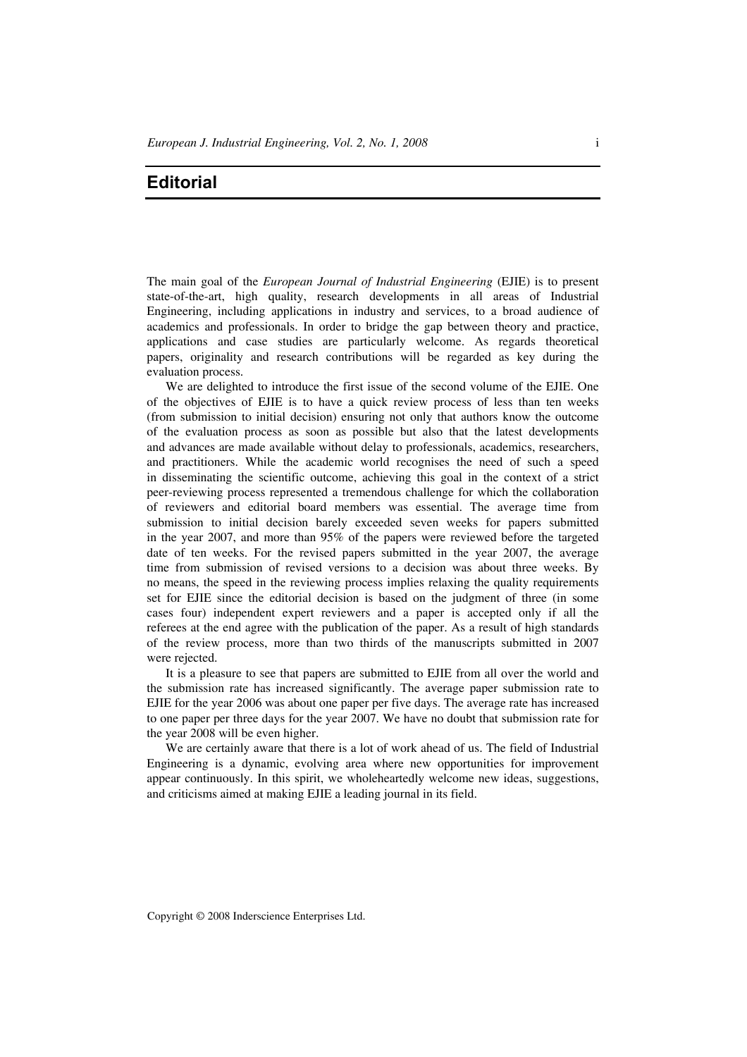# Editorial

The main goal of the *European Journal of Industrial Engineering* (EJIE) is to present state-of-the-art, high quality, research developments in all areas of Industrial Engineering, including applications in industry and services, to a broad audience of academics and professionals. In order to bridge the gap between theory and practice, applications and case studies are particularly welcome. As regards theoretical papers, originality and research contributions will be regarded as key during the evaluation process.

We are delighted to introduce the first issue of the second volume of the EJIE. One of the objectives of EJIE is to have a quick review process of less than ten weeks (from submission to initial decision) ensuring not only that authors know the outcome of the evaluation process as soon as possible but also that the latest developments and advances are made available without delay to professionals, academics, researchers, and practitioners. While the academic world recognises the need of such a speed in disseminating the scientific outcome, achieving this goal in the context of a strict peer-reviewing process represented a tremendous challenge for which the collaboration of reviewers and editorial board members was essential. The average time from submission to initial decision barely exceeded seven weeks for papers submitted in the year 2007, and more than 95% of the papers were reviewed before the targeted date of ten weeks. For the revised papers submitted in the year 2007, the average time from submission of revised versions to a decision was about three weeks. By no means, the speed in the reviewing process implies relaxing the quality requirements set for EJIE since the editorial decision is based on the judgment of three (in some cases four) independent expert reviewers and a paper is accepted only if all the referees at the end agree with the publication of the paper. As a result of high standards of the review process, more than two thirds of the manuscripts submitted in 2007 were rejected.

It is a pleasure to see that papers are submitted to EJIE from all over the world and the submission rate has increased significantly. The average paper submission rate to EJIE for the year 2006 was about one paper per five days. The average rate has increased to one paper per three days for the year 2007. We have no doubt that submission rate for the year 2008 will be even higher.

We are certainly aware that there is a lot of work ahead of us. The field of Industrial Engineering is a dynamic, evolving area where new opportunities for improvement appear continuously. In this spirit, we wholeheartedly welcome new ideas, suggestions, and criticisms aimed at making EJIE a leading journal in its field.

Copyright © 2008 Inderscience Enterprises Ltd.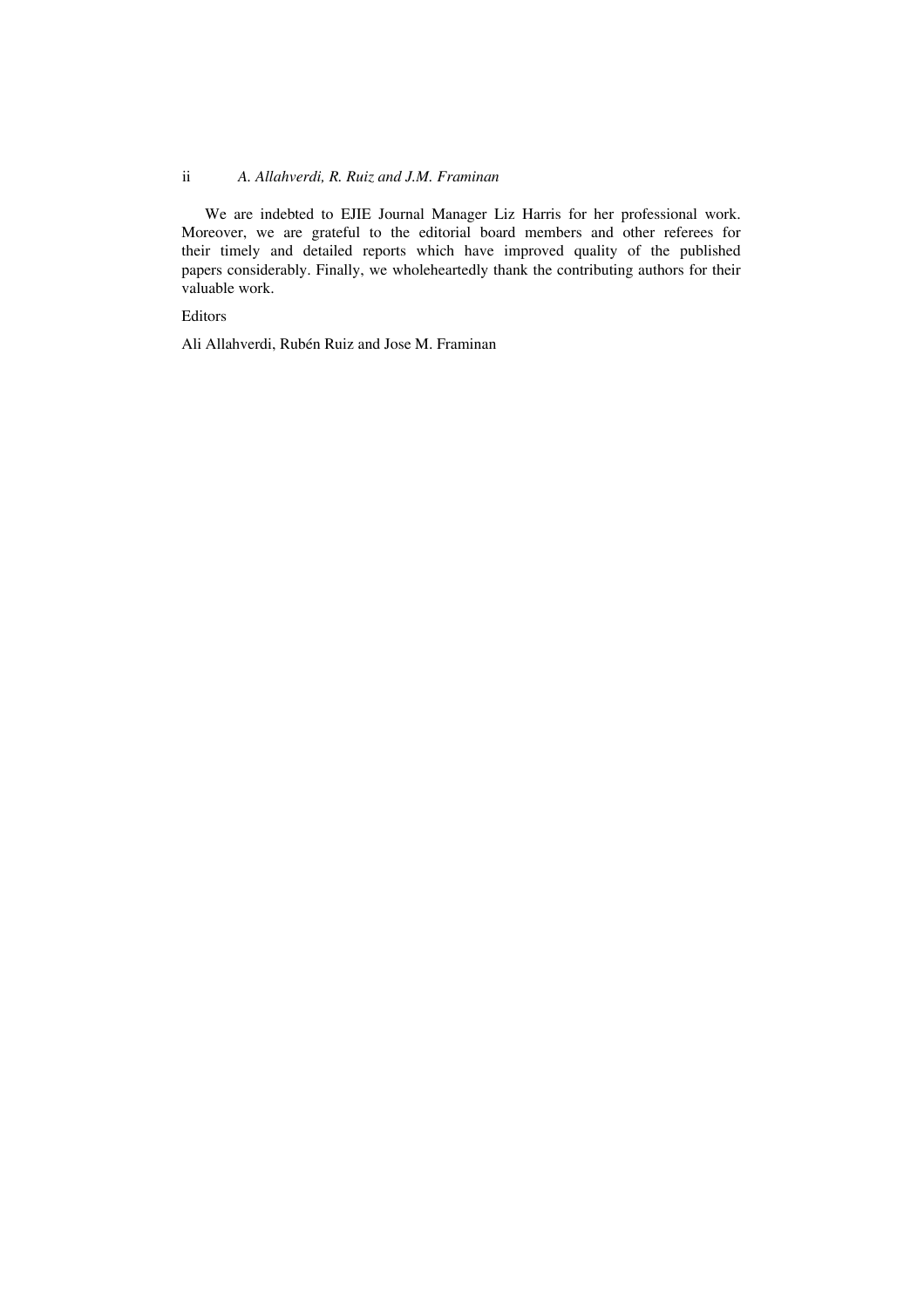We are indebted to EJIE Journal Manager Liz Harris for her professional work. Moreover, we are grateful to the editorial board members and other referees for their timely and detailed reports which have improved quality of the published papers considerably. Finally, we wholeheartedly thank the contributing authors for their valuable work.

Editors

Ali Allahverdi, Rubén Ruiz and Jose M. Framinan